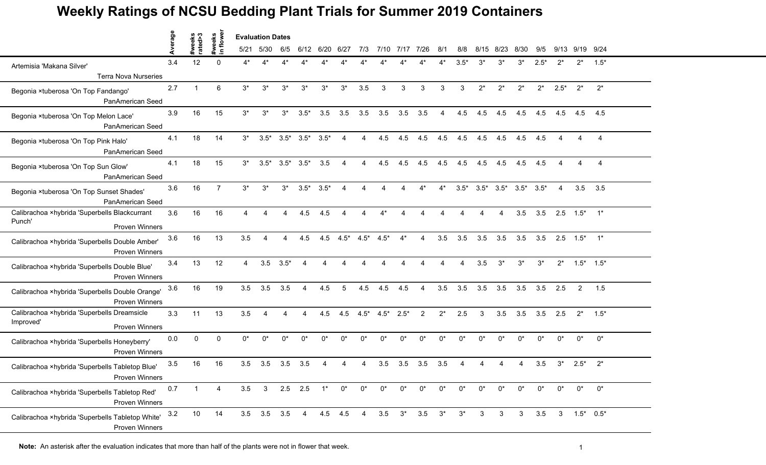# Weekly Ratings of NCSU Bedding Plant Trials for Summer 2019 Containers

| | Average | #weeks rated>3 | #weeks in flower | 5/21 | 5/30 | 6/5 | 6/12 | 6/20 | 6/27 | 7/3 | 7/10 | 7/17 | 7/26 | 8/1 | 8/8 | 8/15 | 8/23 | 8/30 | 9/5 | 9/13 | 9/19 | 9/24 |
|---|---|---|---|---|---|---|---|---|---|---|---|---|---|---|---|---|---|---|---|---|---|---|
| | | | | **Evaluation Dates** | | | | | | | | | | | | | | | | | | |
| Artemisia 'Makana Silver' Terra Nova Nurseries | 3.4 | 12 | 0 | 4* | 4* | 4* | 4* | 4* | 4* | 4* | 4* | 4* | 4* | 4* | 3.5* | 3* | 3* | 3* | 2.5* | 2* | 2* | 1.5* |
| Begonia ×tuberosa 'On Top Fandango' PanAmerican Seed | 2.7 | 1 | 6 | 3* | 3* | 3* | 3* | 3* | 3* | 3.5 | 3 | 3 | 3 | 3 | 3 | 2* | 2* | 2* | 2* | 2.5* | 2* | 2* |
| Begonia ×tuberosa 'On Top Melon Lace' PanAmerican Seed | 3.9 | 16 | 15 | 3* | 3* | 3* | 3.5* | 3.5 | 3.5 | 3.5 | 3.5 | 3.5 | 3.5 | 4 | 4.5 | 4.5 | 4.5 | 4.5 | 4.5 | 4.5 | 4.5 | 4.5 |
| Begonia ×tuberosa 'On Top Pink Halo' PanAmerican Seed | 4.1 | 18 | 14 | 3* | 3.5* | 3.5* | 3.5* | 3.5* | 4 | 4 | 4.5 | 4.5 | 4.5 | 4.5 | 4.5 | 4.5 | 4.5 | 4.5 | 4.5 | 4 | 4 | 4 |
| Begonia ×tuberosa 'On Top Sun Glow' PanAmerican Seed | 4.1 | 18 | 15 | 3* | 3.5* | 3.5* | 3.5* | 3.5 | 4 | 4 | 4.5 | 4.5 | 4.5 | 4.5 | 4.5 | 4.5 | 4.5 | 4.5 | 4.5 | 4 | 4 | 4 |
| Begonia ×tuberosa 'On Top Sunset Shades' PanAmerican Seed | 3.6 | 16 | 7 | 3* | 3* | 3* | 3.5* | 3.5* | 4 | 4 | 4 | 4 | 4* | 4* | 3.5* | 3.5* | 3.5* | 3.5* | 3.5* | 4 | 3.5 | 3.5 |
| Calibrachoa ×hybrida 'Superbells Blackcurrant Punch' Proven Winners | 3.6 | 16 | 16 | 4 | 4 | 4 | 4.5 | 4.5 | 4 | 4 | 4* | 4 | 4 | 4 | 4 | 4 | 4 | 3.5 | 3.5 | 2.5 | 1.5* | 1* |
| Calibrachoa ×hybrida 'Superbells Double Amber' Proven Winners | 3.6 | 16 | 13 | 3.5 | 4 | 4 | 4.5 | 4.5 | 4.5* | 4.5* | 4.5* | 4* | 4 | 3.5 | 3.5 | 3.5 | 3.5 | 3.5 | 3.5 | 2.5 | 1.5* | 1* |
| Calibrachoa ×hybrida 'Superbells Double Blue' Proven Winners | 3.4 | 13 | 12 | 4 | 3.5 | 3.5* | 4 | 4 | 4 | 4 | 4 | 4 | 4 | 4 | 4 | 3.5 | 3* | 3* | 3* | 2* | 1.5* | 1.5* |
| Calibrachoa ×hybrida 'Superbells Double Orange' Proven Winners | 3.6 | 16 | 19 | 3.5 | 3.5 | 3.5 | 4 | 4.5 | 5 | 4.5 | 4.5 | 4.5 | 4 | 3.5 | 3.5 | 3.5 | 3.5 | 3.5 | 3.5 | 2.5 | 2 | 1.5 |
| Calibrachoa ×hybrida 'Superbells Dreamsicle Improved' Proven Winners | 3.3 | 11 | 13 | 3.5 | 4 | 4 | 4 | 4.5 | 4.5 | 4.5* | 4.5* | 2.5* | 2 | 2* | 2.5 | 3 | 3.5 | 3.5 | 3.5 | 2.5 | 2* | 1.5* |
| Calibrachoa ×hybrida 'Superbells Honeyberry' Proven Winners | 0.0 | 0 | 0 | 0* | 0* | 0* | 0* | 0* | 0* | 0* | 0* | 0* | 0* | 0* | 0* | 0* | 0* | 0* | 0* | 0* | 0* | 0* |
| Calibrachoa ×hybrida 'Superbells Tabletop Blue' Proven Winners | 3.5 | 16 | 16 | 3.5 | 3.5 | 3.5 | 3.5 | 4 | 4 | 4 | 3.5 | 3.5 | 3.5 | 3.5 | 4 | 4 | 4 | 4 | 3.5 | 3* | 2.5* | 2* |
| Calibrachoa ×hybrida 'Superbells Tabletop Red' Proven Winners | 0.7 | 1 | 4 | 3.5 | 3 | 2.5 | 2.5 | 1* | 0* | 0* | 0* | 0* | 0* | 0* | 0* | 0* | 0* | 0* | 0* | 0* | 0* | 0* |
| Calibrachoa ×hybrida 'Superbells Tabletop White' Proven Winners | 3.2 | 10 | 14 | 3.5 | 3.5 | 3.5 | 4 | 4.5 | 4.5 | 4 | 3.5 | 3* | 3.5 | 3* | 3* | 3 | 3 | 3 | 3.5 | 3 | 1.5* | 0.5* |

**Note:** An asterisk after the evaluation indicates that more than half of the plants were not in flower that week.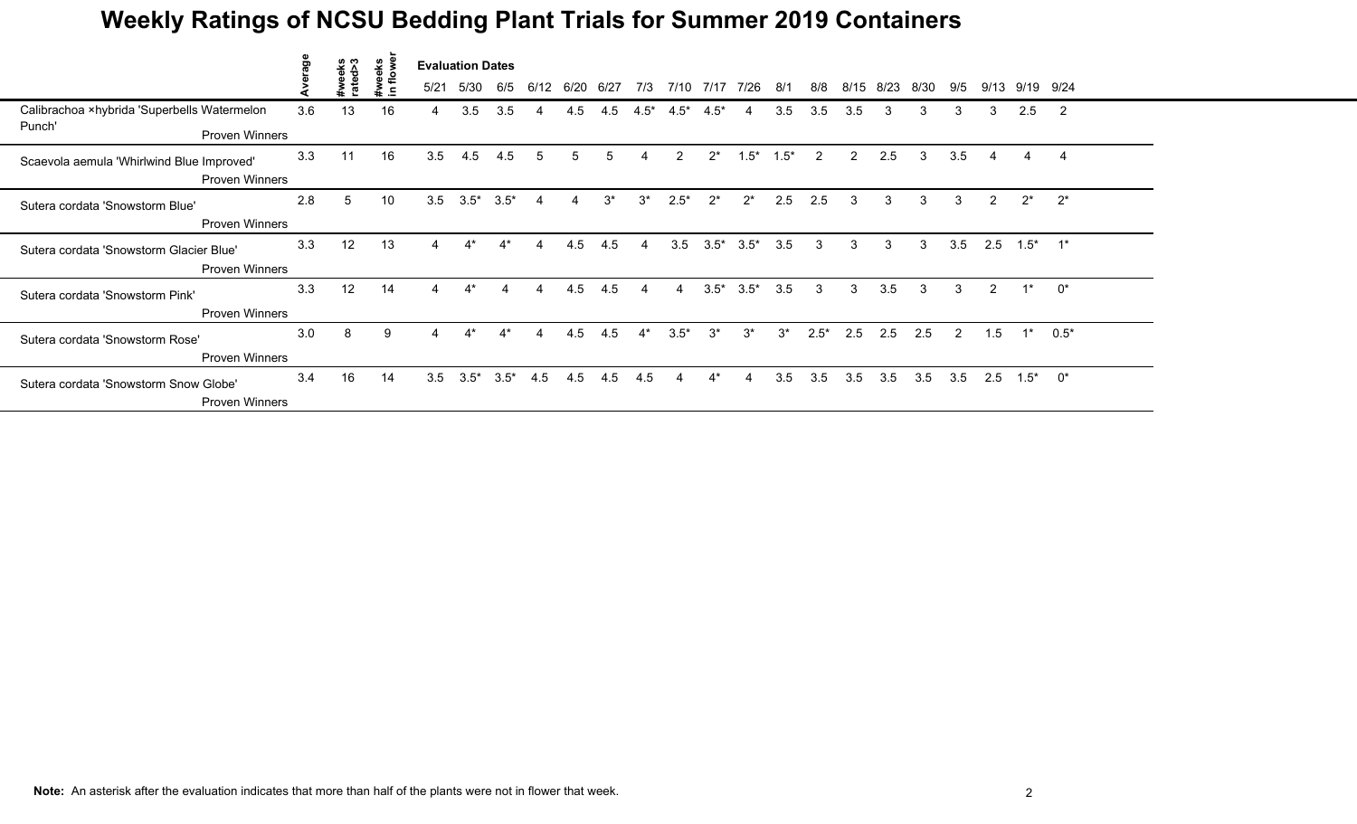# Weekly Ratings of NCSU Bedding Plant Trials for Summer 2019 Containers

| | Average | #weeks rated>3 | #weeks in flower | 5/21 | 5/30 | 6/5 | 6/12 | 6/20 | 6/27 | 7/3 | 7/10 | 7/17 | 7/26 | 8/1 | 8/8 | 8/15 | 8/23 | 8/30 | 9/5 | 9/13 | 9/19 | 9/24 |
|---|---|---|---|---|---|---|---|---|---|---|---|---|---|---|---|---|---|---|---|---|---|---|
| | | | | **Evaluation Dates** | | | | | | | | | | | | | | | | | | |
| Calibrachoa ×hybrida 'Superbells Watermelon Punch' Proven Winners | 3.6 | 13 | 16 | 4 | 3.5 | 3.5 | 4 | 4.5 | 4.5 | 4.5* | 4.5* | 4.5* | 4 | 3.5 | 3.5 | 3.5 | 3 | 3 | 3 | 3 | 2.5 | 2 |
| Scaevola aemula 'Whirlwind Blue Improved' Proven Winners | 3.3 | 11 | 16 | 3.5 | 4.5 | 4.5 | 5 | 5 | 5 | 4 | 2 | 2* | 1.5* | 1.5* | 2 | 2 | 2.5 | 3 | 3.5 | 4 | 4 | 4 |
| Sutera cordata 'Snowstorm Blue' Proven Winners | 2.8 | 5 | 10 | 3.5 | 3.5* | 3.5* | 4 | 4 | 3* | 3* | 2.5* | 2* | 2* | 2.5 | 2.5 | 3 | 3 | 3 | 3 | 2 | 2* | 2* |
| Sutera cordata 'Snowstorm Glacier Blue' Proven Winners | 3.3 | 12 | 13 | 4 | 4* | 4* | 4 | 4.5 | 4.5 | 4 | 3.5 | 3.5* | 3.5* | 3.5 | 3 | 3 | 3 | 3 | 3.5 | 2.5 | 1.5* | 1* |
| Sutera cordata 'Snowstorm Pink' Proven Winners | 3.3 | 12 | 14 | 4 | 4* | 4 | 4 | 4.5 | 4.5 | 4 | 4 | 3.5* | 3.5* | 3.5 | 3 | 3 | 3.5 | 3 | 3 | 2 | 1* | 0* |
| Sutera cordata 'Snowstorm Rose' Proven Winners | 3.0 | 8 | 9 | 4 | 4* | 4* | 4 | 4.5 | 4.5 | 4* | 3.5* | 3* | 3* | 3* | 2.5* | 2.5 | 2.5 | 2.5 | 2 | 1.5 | 1* | 0.5* |
| Sutera cordata 'Snowstorm Snow Globe' Proven Winners | 3.4 | 16 | 14 | 3.5 | 3.5* | 3.5* | 4.5 | 4.5 | 4.5 | 4.5 | 4 | 4* | 4 | 3.5 | 3.5 | 3.5 | 3.5 | 3.5 | 3.5 | 2.5 | 1.5* | 0* |

**Note:** An asterisk after the evaluation indicates that more than half of the plants were not in flower that week.